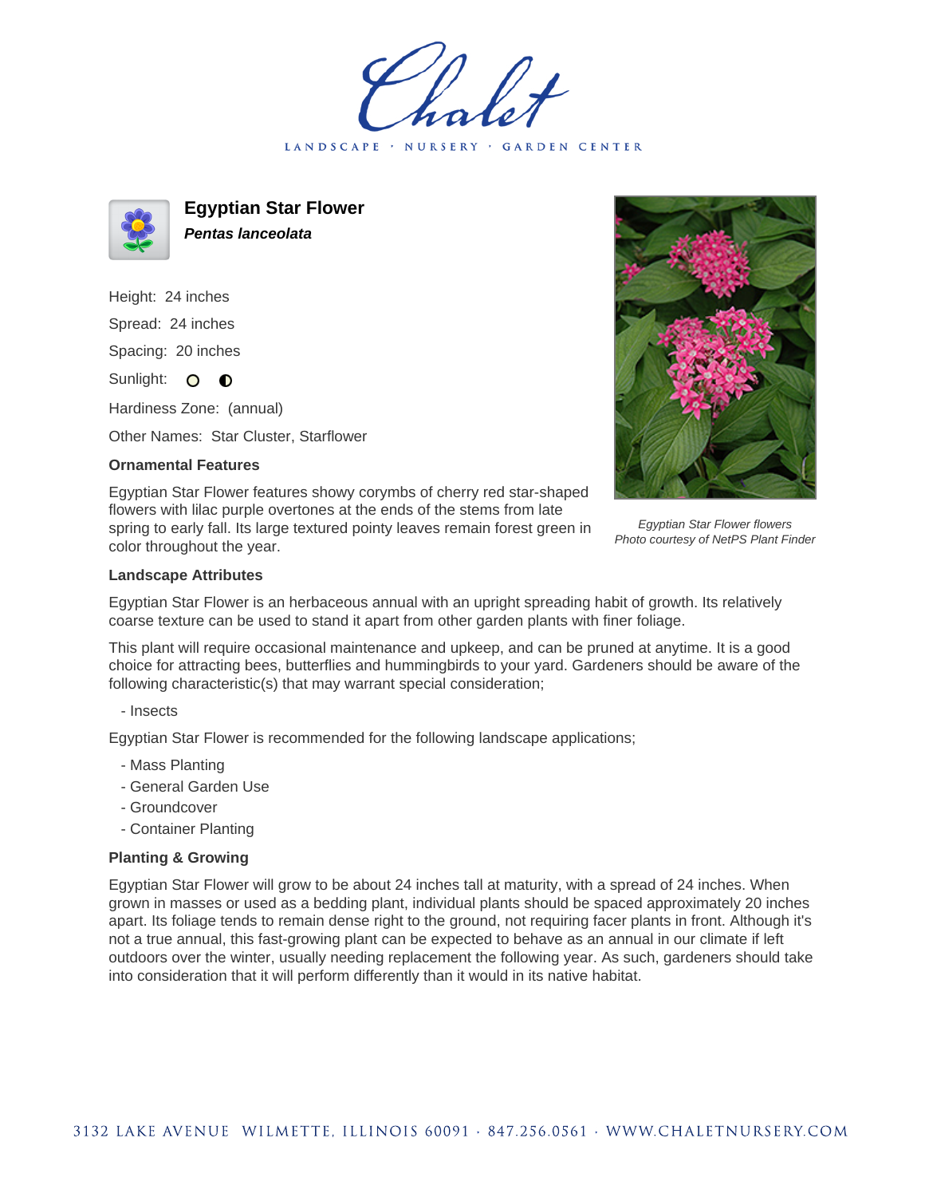Chalet

LANDSCAPE · NURSERY · GARDEN CENTER

# Egyptian Star Flower

***Pentas lanceolata***

Height: 24 inches

Spread: 24 inches

Spacing: 20 inches

Sunlight: ○ ◐

Hardiness Zone: (annual)

Other Names: Star Cluster, Starflower

### Ornamental Features

Egyptian Star Flower features showy corymbs of cherry red star-shaped flowers with lilac purple overtones at the ends of the stems from late spring to early fall. Its large textured pointy leaves remain forest green in color throughout the year.

*Egyptian Star Flower flowers*
*Photo courtesy of NetPS Plant Finder*

### Landscape Attributes

Egyptian Star Flower is an herbaceous annual with an upright spreading habit of growth. Its relatively coarse texture can be used to stand it apart from other garden plants with finer foliage.

This plant will require occasional maintenance and upkeep, and can be pruned at anytime. It is a good choice for attracting bees, butterflies and hummingbirds to your yard. Gardeners should be aware of the following characteristic(s) that may warrant special consideration;

- Insects

Egyptian Star Flower is recommended for the following landscape applications;

- Mass Planting
- General Garden Use
- Groundcover
- Container Planting

### Planting & Growing

Egyptian Star Flower will grow to be about 24 inches tall at maturity, with a spread of 24 inches. When grown in masses or used as a bedding plant, individual plants should be spaced approximately 20 inches apart. Its foliage tends to remain dense right to the ground, not requiring facer plants in front. Although it's not a true annual, this fast-growing plant can be expected to behave as an annual in our climate if left outdoors over the winter, usually needing replacement the following year. As such, gardeners should take into consideration that it will perform differently than it would in its native habitat.

3132 LAKE AVENUE WILMETTE, ILLINOIS 60091 · 847.256.0561 · WWW.CHALETNURSERY.COM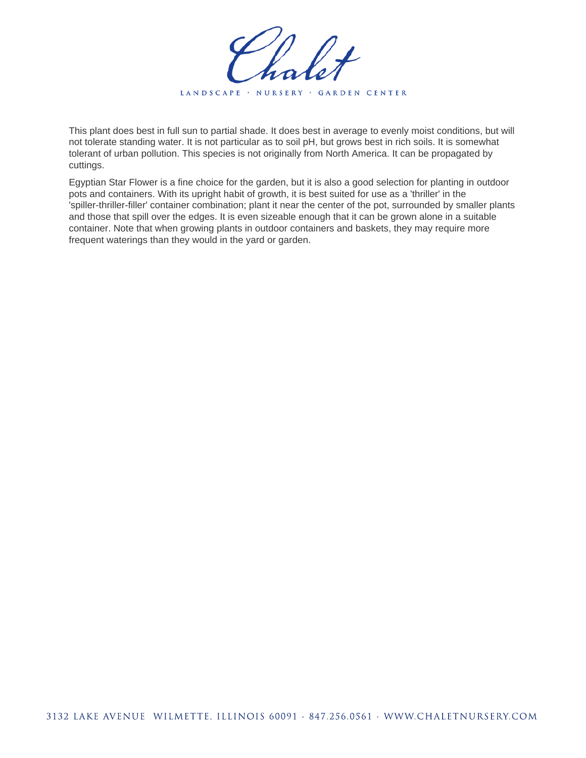This plant does best in full sun to partial shade. It does best in average to evenly moist conditions, but will not tolerate standing water. It is not particular as to soil pH, but grows best in rich soils. It is somewhat tolerant of urban pollution. This species is not originally from North America. It can be propagated by cuttings.

Egyptian Star Flower is a fine choice for the garden, but it is also a good selection for planting in outdoor pots and containers. With its upright habit of growth, it is best suited for use as a 'thriller' in the 'spiller-thriller-filler' container combination; plant it near the center of the pot, surrounded by smaller plants and those that spill over the edges. It is even sizeable enough that it can be grown alone in a suitable container. Note that when growing plants in outdoor containers and baskets, they may require more frequent waterings than they would in the yard or garden.